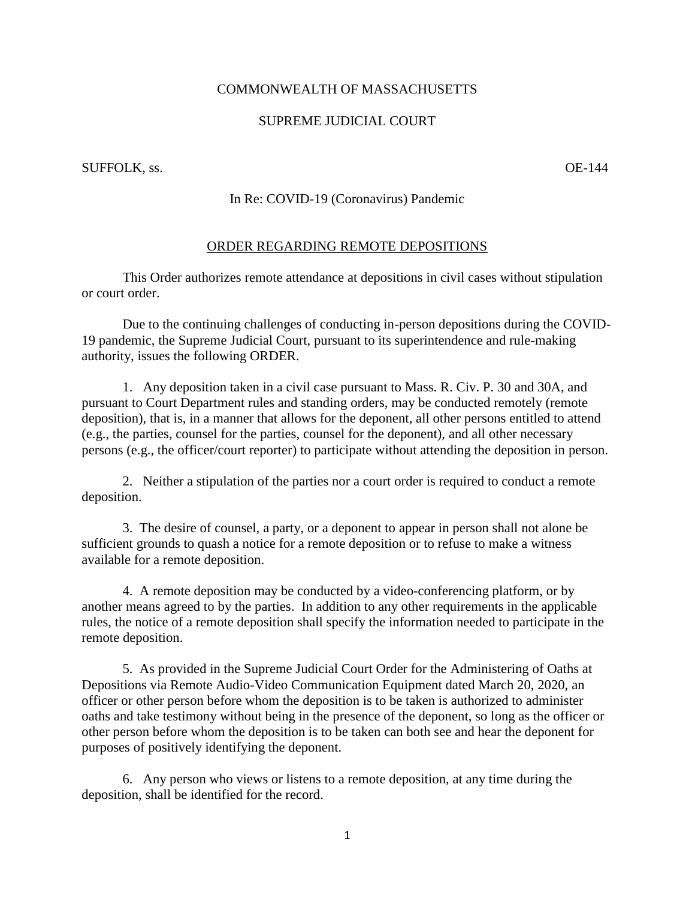COMMONWEALTH OF MASSACHUSETTS

SUPREME JUDICIAL COURT

SUFFOLK, ss. OE-144

In Re: COVID-19 (Coronavirus) Pandemic

## ORDER REGARDING REMOTE DEPOSITIONS

This Order authorizes remote attendance at depositions in civil cases without stipulation or court order.

Due to the continuing challenges of conducting in-person depositions during the COVID-19 pandemic, the Supreme Judicial Court, pursuant to its superintendence and rule-making authority, issues the following ORDER.

1. Any deposition taken in a civil case pursuant to Mass. R. Civ. P. 30 and 30A, and pursuant to Court Department rules and standing orders, may be conducted remotely (remote deposition), that is, in a manner that allows for the deponent, all other persons entitled to attend (e.g., the parties, counsel for the parties, counsel for the deponent), and all other necessary persons (e.g., the officer/court reporter) to participate without attending the deposition in person.

2. Neither a stipulation of the parties nor a court order is required to conduct a remote deposition.

3. The desire of counsel, a party, or a deponent to appear in person shall not alone be sufficient grounds to quash a notice for a remote deposition or to refuse to make a witness available for a remote deposition.

4. A remote deposition may be conducted by a video-conferencing platform, or by another means agreed to by the parties. In addition to any other requirements in the applicable rules, the notice of a remote deposition shall specify the information needed to participate in the remote deposition.

5. As provided in the Supreme Judicial Court Order for the Administering of Oaths at Depositions via Remote Audio-Video Communication Equipment dated March 20, 2020, an officer or other person before whom the deposition is to be taken is authorized to administer oaths and take testimony without being in the presence of the deponent, so long as the officer or other person before whom the deposition is to be taken can both see and hear the deponent for purposes of positively identifying the deponent.

6. Any person who views or listens to a remote deposition, at any time during the deposition, shall be identified for the record.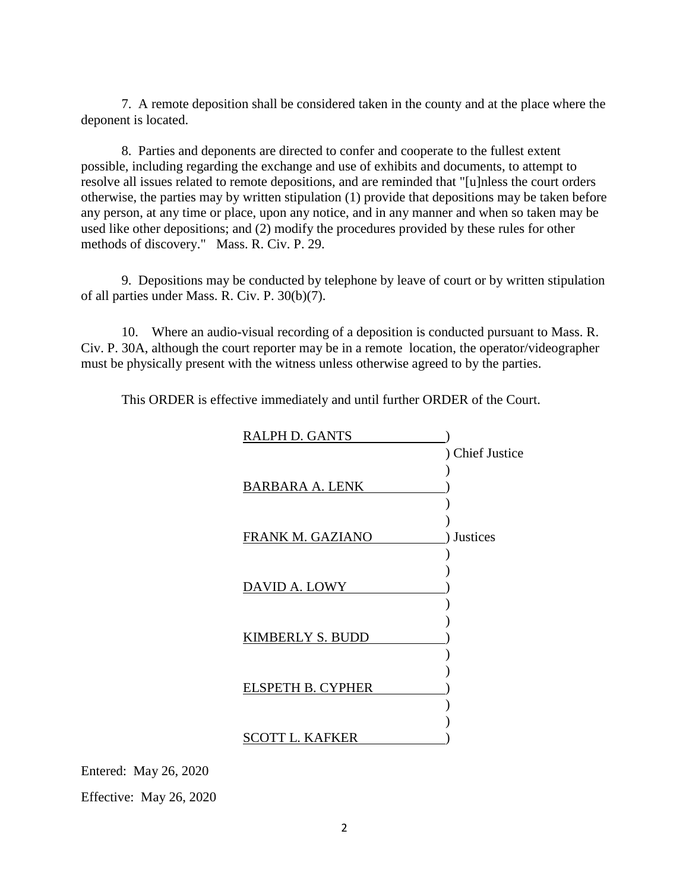7. A remote deposition shall be considered taken in the county and at the place where the deponent is located.

8. Parties and deponents are directed to confer and cooperate to the fullest extent possible, including regarding the exchange and use of exhibits and documents, to attempt to resolve all issues related to remote depositions, and are reminded that "[u]nless the court orders otherwise, the parties may by written stipulation (1) provide that depositions may be taken before any person, at any time or place, upon any notice, and in any manner and when so taken may be used like other depositions; and (2) modify the procedures provided by these rules for other methods of discovery." Mass. R. Civ. P. 29.

9. Depositions may be conducted by telephone by leave of court or by written stipulation of all parties under Mass. R. Civ. P. 30(b)(7).

10. Where an audio-visual recording of a deposition is conducted pursuant to Mass. R. Civ. P. 30A, although the court reporter may be in a remote location, the operator/videographer must be physically present with the witness unless otherwise agreed to by the parties.

This ORDER is effective immediately and until further ORDER of the Court.

RALPH D. GANTS ) Chief Justice

BARBARA A. LENK )
FRANK M. GAZIANO )
DAVID A. LOWY )
KIMBERLY S. BUDD ) Justices
ELSPETH B. CYPHER )
SCOTT L. KAFKER )

Entered: May 26, 2020

Effective: May 26, 2020